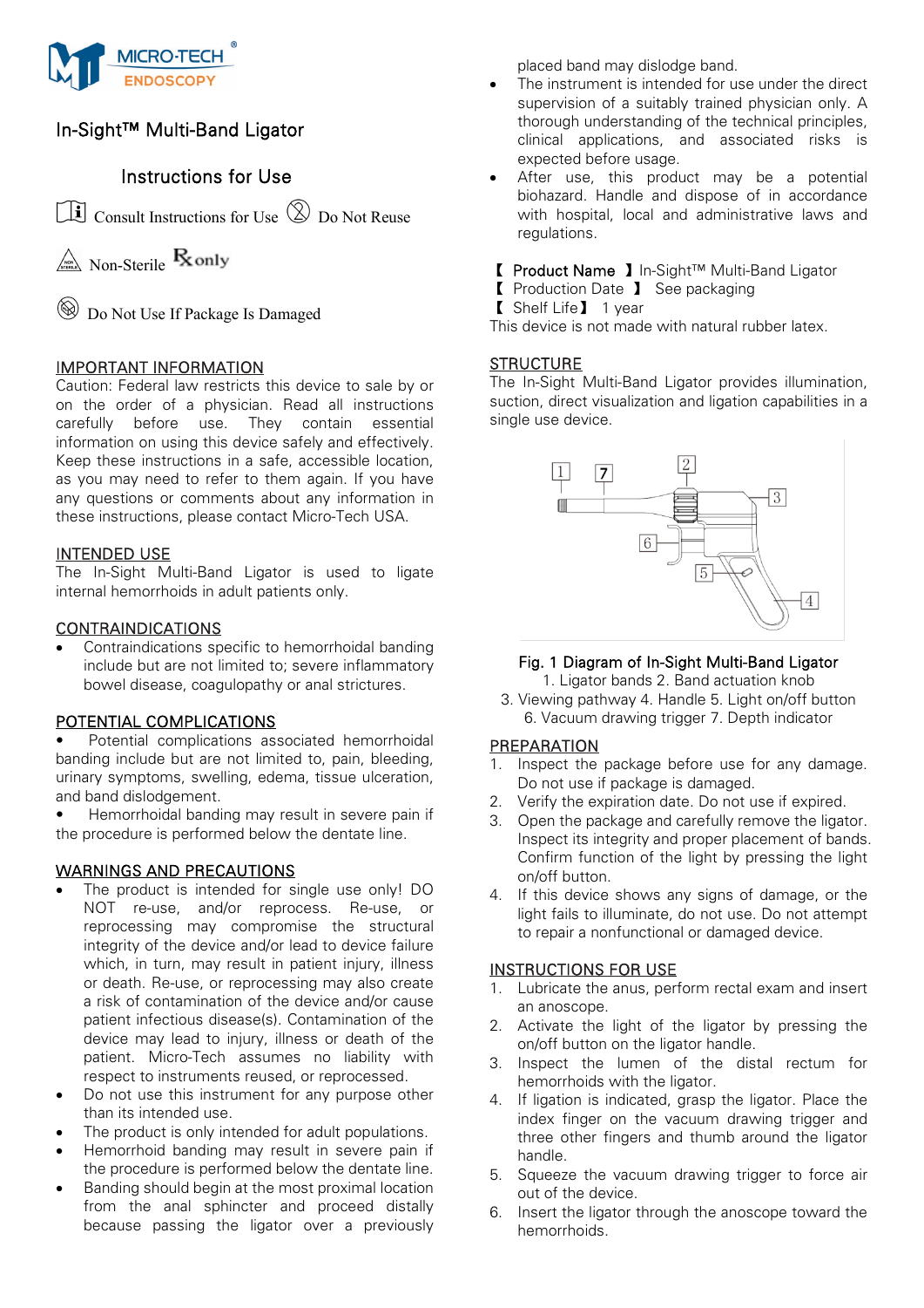MICRO-TECH ENDOSCOPY

# In-Sight™ Multi-Band Ligator

## Instructions for Use

Consult Instructions for Use — Do Not Reuse

Non-Sterile — Rx only

Do Not Use If Package Is Damaged

## IMPORTANT INFORMATION

Caution: Federal law restricts this device to sale by or on the order of a physician. Read all instructions carefully before use. They contain essential information on using this device safely and effectively. Keep these instructions in a safe, accessible location, as you may need to refer to them again. If you have any questions or comments about any information in these instructions, please contact Micro-Tech USA.

## INTENDED USE

The In-Sight Multi-Band Ligator is used to ligate internal hemorrhoids in adult patients only.

## CONTRAINDICATIONS

- Contraindications specific to hemorrhoidal banding include but are not limited to; severe inflammatory bowel disease, coagulopathy or anal strictures.

## POTENTIAL COMPLICATIONS

- Potential complications associated hemorrhoidal banding include but are not limited to, pain, bleeding, urinary symptoms, swelling, edema, tissue ulceration, and band dislodgement.
- Hemorrhoidal banding may result in severe pain if the procedure is performed below the dentate line.

## WARNINGS AND PRECAUTIONS

- The product is intended for single use only! DO NOT re-use, and/or reprocess. Re-use, or reprocessing may compromise the structural integrity of the device and/or lead to device failure which, in turn, may result in patient injury, illness or death. Re-use, or reprocessing may also create a risk of contamination of the device and/or cause patient infectious disease(s). Contamination of the device may lead to injury, illness or death of the patient. Micro-Tech assumes no liability with respect to instruments reused, or reprocessed.
- Do not use this instrument for any purpose other than its intended use.
- The product is only intended for adult populations.
- Hemorrhoid banding may result in severe pain if the procedure is performed below the dentate line.
- Banding should begin at the most proximal location from the anal sphincter and proceed distally because passing the ligator over a previously placed band may dislodge band.
- The instrument is intended for use under the direct supervision of a suitably trained physician only. A thorough understanding of the technical principles, clinical applications, and associated risks is expected before usage.
- After use, this product may be a potential biohazard. Handle and dispose of in accordance with hospital, local and administrative laws and regulations.

【Product Name】In-Sight™ Multi-Band Ligator
【Production Date】See packaging
【Shelf Life】1 year
This device is not made with natural rubber latex.

## STRUCTURE

The In-Sight Multi-Band Ligator provides illumination, suction, direct visualization and ligation capabilities in a single use device.

Fig. 1 Diagram of In-Sight Multi-Band Ligator
1. Ligator bands 2. Band actuation knob
3. Viewing pathway 4. Handle 5. Light on/off button
6. Vacuum drawing trigger 7. Depth indicator

## PREPARATION

1. Inspect the package before use for any damage. Do not use if package is damaged.
2. Verify the expiration date. Do not use if expired.
3. Open the package and carefully remove the ligator. Inspect its integrity and proper placement of bands. Confirm function of the light by pressing the light on/off button.
4. If this device shows any signs of damage, or the light fails to illuminate, do not use. Do not attempt to repair a nonfunctional or damaged device.

## INSTRUCTIONS FOR USE

1. Lubricate the anus, perform rectal exam and insert an anoscope.
2. Activate the light of the ligator by pressing the on/off button on the ligator handle.
3. Inspect the lumen of the distal rectum for hemorrhoids with the ligator.
4. If ligation is indicated, grasp the ligator. Place the index finger on the vacuum drawing trigger and three other fingers and thumb around the ligator handle.
5. Squeeze the vacuum drawing trigger to force air out of the device.
6. Insert the ligator through the anoscope toward the hemorrhoids.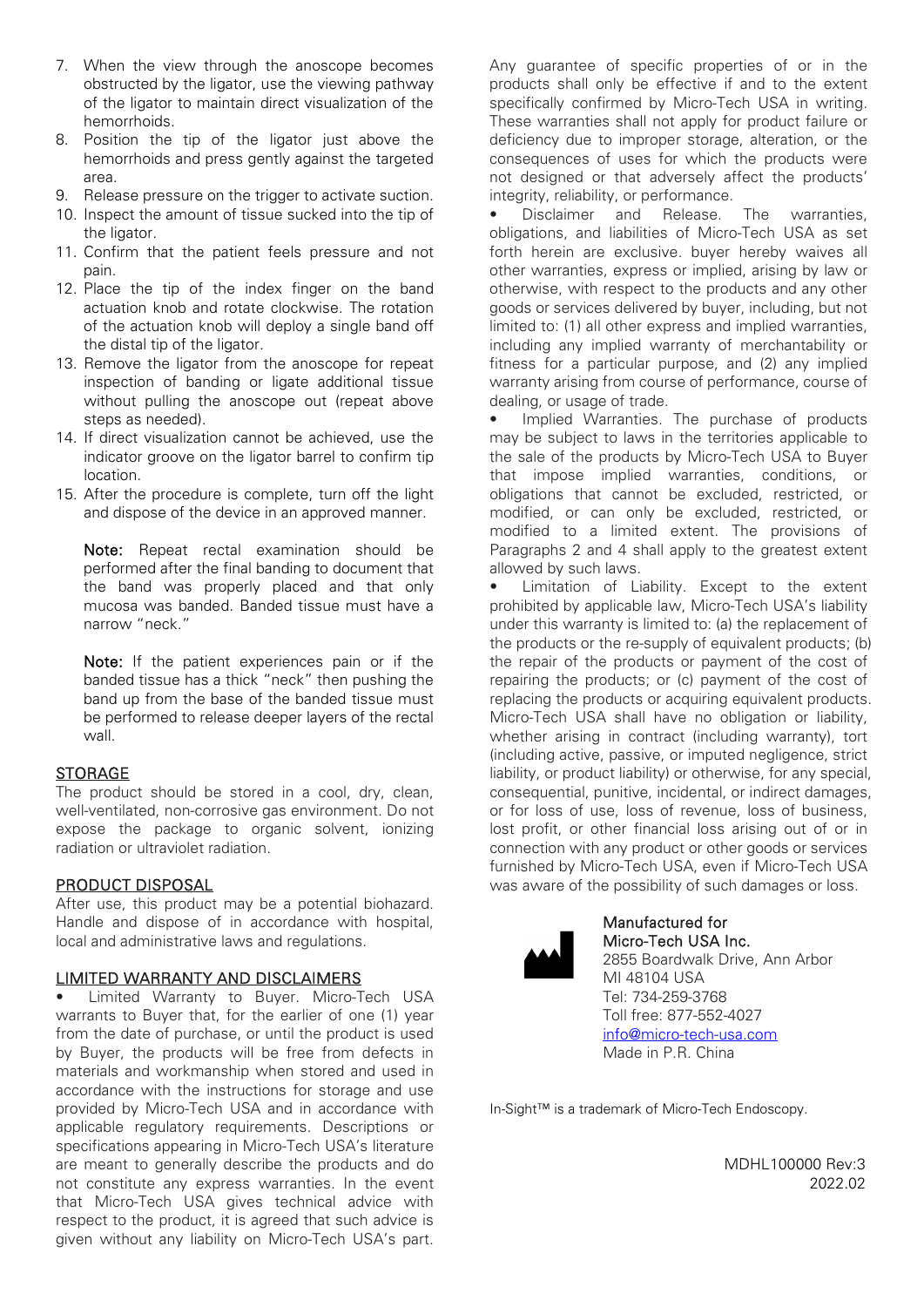7. When the view through the anoscope becomes obstructed by the ligator, use the viewing pathway of the ligator to maintain direct visualization of the hemorrhoids.
8. Position the tip of the ligator just above the hemorrhoids and press gently against the targeted area.
9. Release pressure on the trigger to activate suction.
10. Inspect the amount of tissue sucked into the tip of the ligator.
11. Confirm that the patient feels pressure and not pain.
12. Place the tip of the index finger on the band actuation knob and rotate clockwise. The rotation of the actuation knob will deploy a single band off the distal tip of the ligator.
13. Remove the ligator from the anoscope for repeat inspection of banding or ligate additional tissue without pulling the anoscope out (repeat above steps as needed).
14. If direct visualization cannot be achieved, use the indicator groove on the ligator barrel to confirm tip location.
15. After the procedure is complete, turn off the light and dispose of the device in an approved manner.

**Note:** Repeat rectal examination should be performed after the final banding to document that the band was properly placed and that only mucosa was banded. Banded tissue must have a narrow "neck."

**Note:** If the patient experiences pain or if the banded tissue has a thick "neck" then pushing the band up from the base of the banded tissue must be performed to release deeper layers of the rectal wall.

## STORAGE

The product should be stored in a cool, dry, clean, well-ventilated, non-corrosive gas environment. Do not expose the package to organic solvent, ionizing radiation or ultraviolet radiation.

## PRODUCT DISPOSAL

After use, this product may be a potential biohazard. Handle and dispose of in accordance with hospital, local and administrative laws and regulations.

## LIMITED WARRANTY AND DISCLAIMERS

- Limited Warranty to Buyer. Micro-Tech USA warrants to Buyer that, for the earlier of one (1) year from the date of purchase, or until the product is used by Buyer, the products will be free from defects in materials and workmanship when stored and used in accordance with the instructions for storage and use provided by Micro-Tech USA and in accordance with applicable regulatory requirements. Descriptions or specifications appearing in Micro-Tech USA's literature are meant to generally describe the products and do not constitute any express warranties. In the event that Micro-Tech USA gives technical advice with respect to the product, it is agreed that such advice is given without any liability on Micro-Tech USA's part. Any guarantee of specific properties of or in the products shall only be effective if and to the extent specifically confirmed by Micro-Tech USA in writing. These warranties shall not apply for product failure or deficiency due to improper storage, alteration, or the consequences of uses for which the products were not designed or that adversely affect the products' integrity, reliability, or performance.
- Disclaimer and Release. The warranties, obligations, and liabilities of Micro-Tech USA as set forth herein are exclusive. buyer hereby waives all other warranties, express or implied, arising by law or otherwise, with respect to the products and any other goods or services delivered by buyer, including, but not limited to: (1) all other express and implied warranties, including any implied warranty of merchantability or fitness for a particular purpose, and (2) any implied warranty arising from course of performance, course of dealing, or usage of trade.
- Implied Warranties. The purchase of products may be subject to laws in the territories applicable to the sale of the products by Micro-Tech USA to Buyer that impose implied warranties, conditions, or obligations that cannot be excluded, restricted, or modified, or can only be excluded, restricted, or modified to a limited extent. The provisions of Paragraphs 2 and 4 shall apply to the greatest extent allowed by such laws.
- Limitation of Liability. Except to the extent prohibited by applicable law, Micro-Tech USA's liability under this warranty is limited to: (a) the replacement of the products or the re-supply of equivalent products; (b) the repair of the products or payment of the cost of repairing the products; or (c) payment of the cost of replacing the products or acquiring equivalent products. Micro-Tech USA shall have no obligation or liability, whether arising in contract (including warranty), tort (including active, passive, or imputed negligence, strict liability, or product liability) or otherwise, for any special, consequential, punitive, incidental, or indirect damages, or for loss of use, loss of revenue, loss of business, lost profit, or other financial loss arising out of or in connection with any product or other goods or services furnished by Micro-Tech USA, even if Micro-Tech USA was aware of the possibility of such damages or loss.

Manufactured for
Micro-Tech USA Inc.
2855 Boardwalk Drive, Ann Arbor
MI 48104 USA
Tel: 734-259-3768
Toll free: 877-552-4027
info@micro-tech-usa.com
Made in P.R. China

In-Sight™ is a trademark of Micro-Tech Endoscopy.

MDHL100000 Rev:3
2022.02